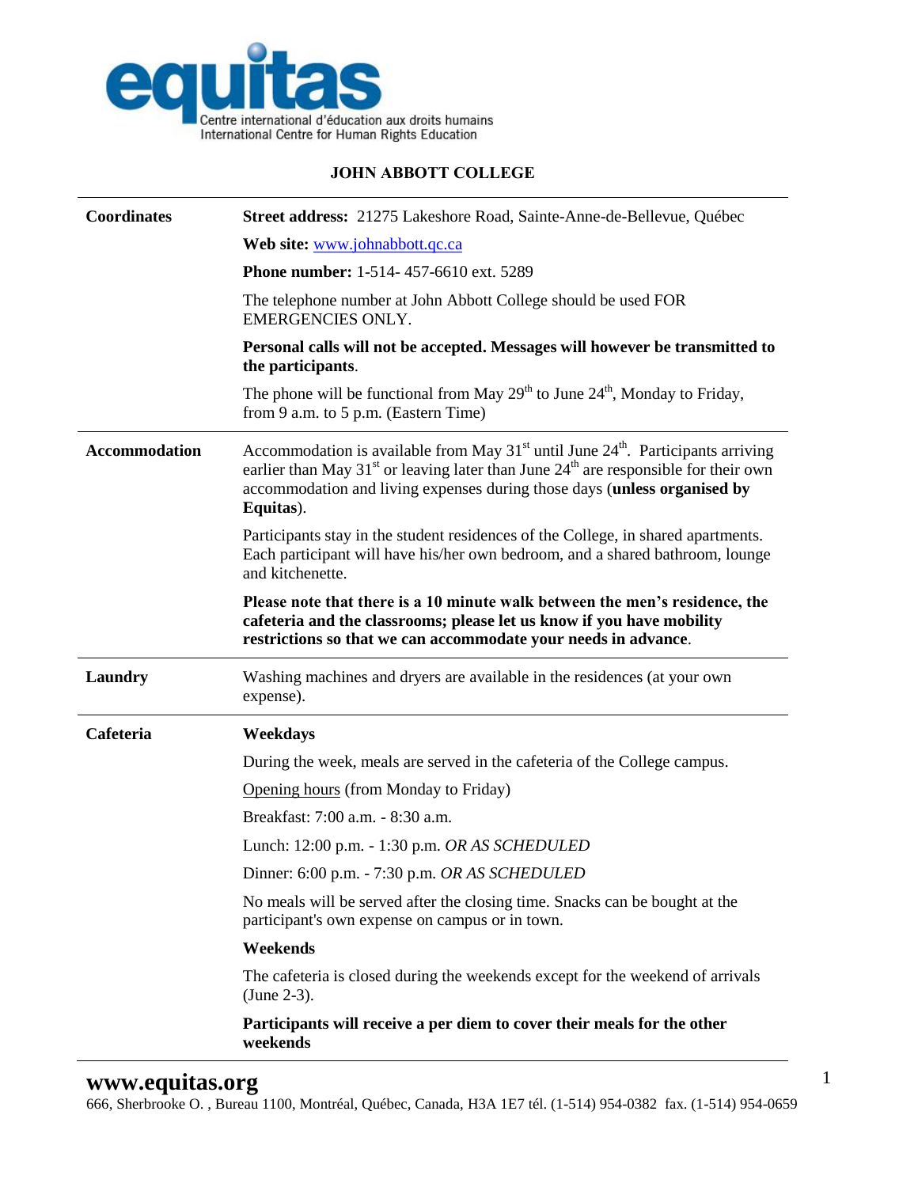equitas

Centre international d'éducation aux droits humains
International Centre for Human Rights Education

## JOHN ABBOTT COLLEGE

| | |
|---|---|
| **Coordinates** | **Street address:** 21275 Lakeshore Road, Sainte-Anne-de-Bellevue, Québec<br><br>**Web site:** [www.johnabbott.qc.ca](http://www.johnabbott.qc.ca)<br><br>**Phone number:** 1-514- 457-6610 ext. 5289<br><br>The telephone number at John Abbott College should be used FOR EMERGENCIES ONLY.<br><br>**Personal calls will not be accepted. Messages will however be transmitted to the participants**.<br><br>The phone will be functional from May 29th to June 24th, Monday to Friday, from 9 a.m. to 5 p.m. (Eastern Time) |
| **Accommodation** | Accommodation is available from May 31st until June 24th. Participants arriving earlier than May 31st or leaving later than June 24th are responsible for their own accommodation and living expenses during those days (**unless organised by Equitas**).<br><br>Participants stay in the student residences of the College, in shared apartments. Each participant will have his/her own bedroom, and a shared bathroom, lounge and kitchenette.<br><br>**Please note that there is a 10 minute walk between the men's residence, the cafeteria and the classrooms; please let us know if you have mobility restrictions so that we can accommodate your needs in advance**. |
| **Laundry** | Washing machines and dryers are available in the residences (at your own expense). |
| **Cafeteria** | **Weekdays**<br><br>During the week, meals are served in the cafeteria of the College campus.<br><br>Opening hours (from Monday to Friday)<br><br>Breakfast: 7:00 a.m. - 8:30 a.m.<br><br>Lunch: 12:00 p.m. - 1:30 p.m. *OR AS SCHEDULED*<br><br>Dinner: 6:00 p.m. - 7:30 p.m. *OR AS SCHEDULED*<br><br>No meals will be served after the closing time. Snacks can be bought at the participant's own expense on campus or in town.<br><br>**Weekends**<br><br>The cafeteria is closed during the weekends except for the weekend of arrivals (June 2-3).<br><br>**Participants will receive a per diem to cover their meals for the other weekends** |

**www.equitas.org**

666, Sherbrooke O. , Bureau 1100, Montréal, Québec, Canada, H3A 1E7 tél. (1-514) 954-0382 fax. (1-514) 954-0659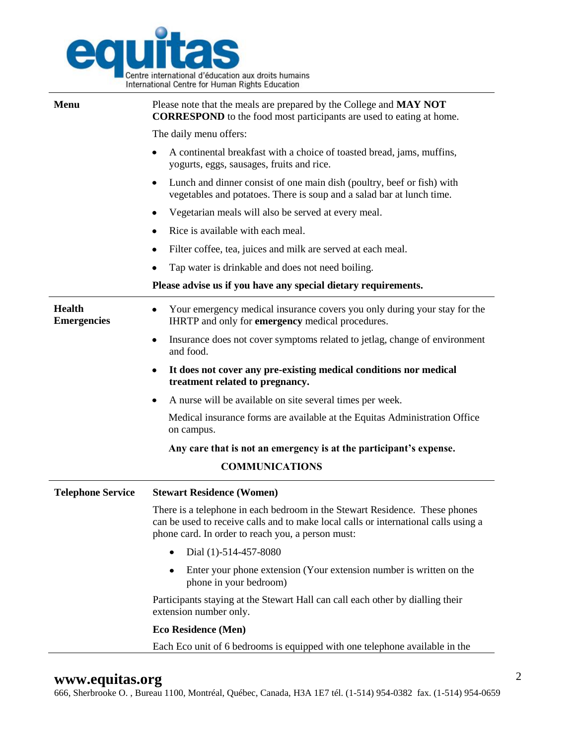| | |
|---|---|
| **Menu** | Please note that the meals are prepared by the College and **MAY NOT CORRESPOND** to the food most participants are used to eating at home.<br><br>The daily menu offers:<br><br>• A continental breakfast with a choice of toasted bread, jams, muffins, yogurts, eggs, sausages, fruits and rice.<br>• Lunch and dinner consist of one main dish (poultry, beef or fish) with vegetables and potatoes. There is soup and a salad bar at lunch time.<br>• Vegetarian meals will also be served at every meal.<br>• Rice is available with each meal.<br>• Filter coffee, tea, juices and milk are served at each meal.<br>• Tap water is drinkable and does not need boiling.<br><br>**Please advise us if you have any special dietary requirements.** |
| **Health Emergencies** | • Your emergency medical insurance covers you only during your stay for the IHRTP and only for **emergency** medical procedures.<br>• Insurance does not cover symptoms related to jetlag, change of environment and food.<br>• **It does not cover any pre-existing medical conditions nor medical treatment related to pregnancy.**<br>• A nurse will be available on site several times per week.<br><br>Medical insurance forms are available at the Equitas Administration Office on campus.<br><br>**Any care that is not an emergency is at the participant's expense.** |

## COMMUNICATIONS

| | |
|---|---|
| **Telephone Service** | **Stewart Residence (Women)**<br><br>There is a telephone in each bedroom in the Stewart Residence. These phones can be used to receive calls and to make local calls or international calls using a phone card. In order to reach you, a person must:<br><br>• Dial (1)-514-457-8080<br>• Enter your phone extension (Your extension number is written on the phone in your bedroom)<br><br>Participants staying at the Stewart Hall can call each other by dialling their extension number only.<br><br>**Eco Residence (Men)**<br><br>Each Eco unit of 6 bedrooms is equipped with one telephone available in the |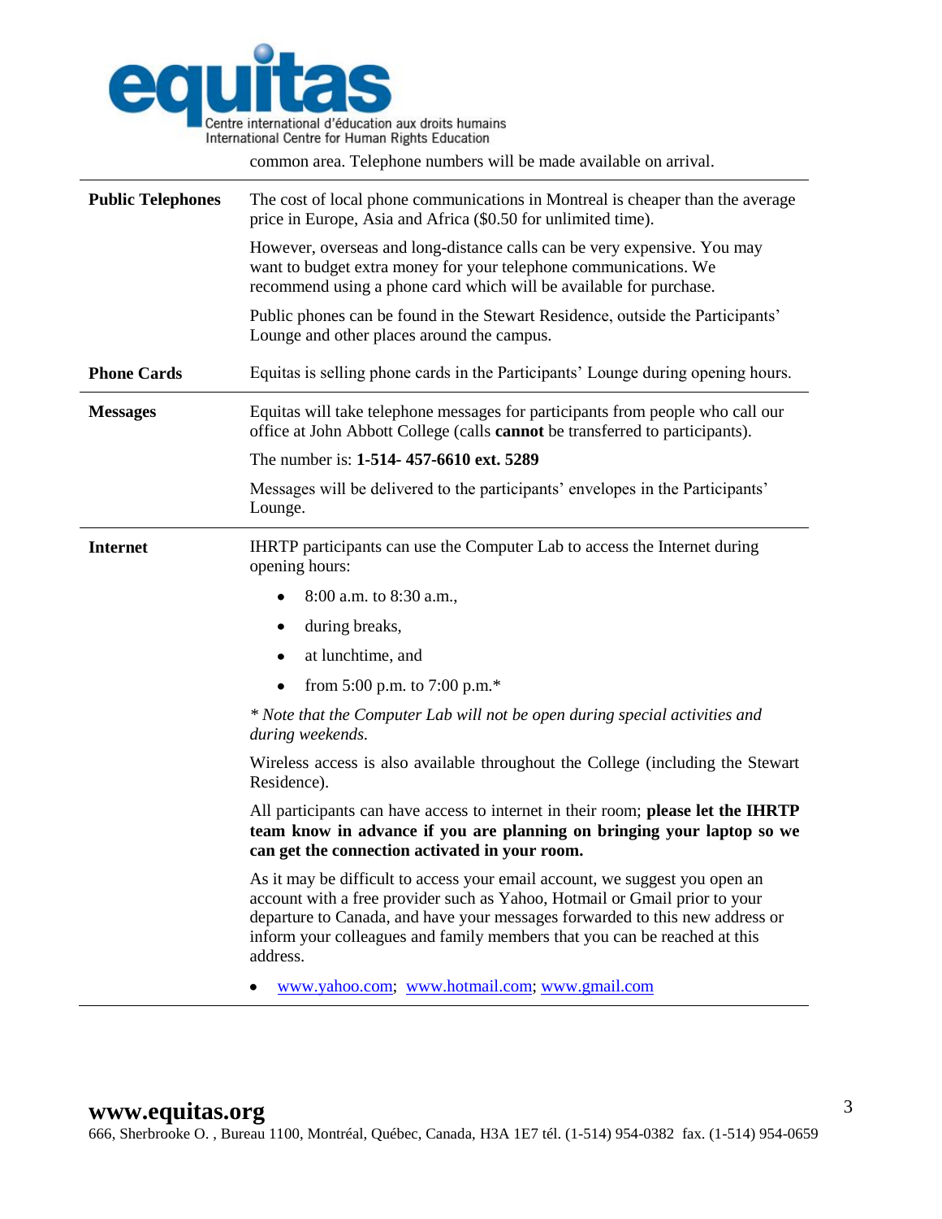common area. Telephone numbers will be made available on arrival.

| | |
|---|---|
| **Public Telephones** | The cost of local phone communications in Montreal is cheaper than the average price in Europe, Asia and Africa ($0.50 for unlimited time).<br><br>However, overseas and long-distance calls can be very expensive. You may want to budget extra money for your telephone communications. We recommend using a phone card which will be available for purchase.<br><br>Public phones can be found in the Stewart Residence, outside the Participants' Lounge and other places around the campus. |
| **Phone Cards** | Equitas is selling phone cards in the Participants' Lounge during opening hours. |
| **Messages** | Equitas will take telephone messages for participants from people who call our office at John Abbott College (calls **cannot** be transferred to participants).<br><br>The number is: **1-514- 457-6610 ext. 5289**<br><br>Messages will be delivered to the participants' envelopes in the Participants' Lounge. |
| **Internet** | IHRTP participants can use the Computer Lab to access the Internet during opening hours:<br>• 8:00 a.m. to 8:30 a.m.,<br>• during breaks,<br>• at lunchtime, and<br>• from 5:00 p.m. to 7:00 p.m.*<br><br>*\* Note that the Computer Lab will not be open during special activities and during weekends.*<br><br>Wireless access is also available throughout the College (including the Stewart Residence).<br><br>All participants can have access to internet in their room; **please let the IHRTP team know in advance if you are planning on bringing your laptop so we can get the connection activated in your room.**<br><br>As it may be difficult to access your email account, we suggest you open an account with a free provider such as Yahoo, Hotmail or Gmail prior to your departure to Canada, and have your messages forwarded to this new address or inform your colleagues and family members that you can be reached at this address.<br><br>• www.yahoo.com; www.hotmail.com; www.gmail.com |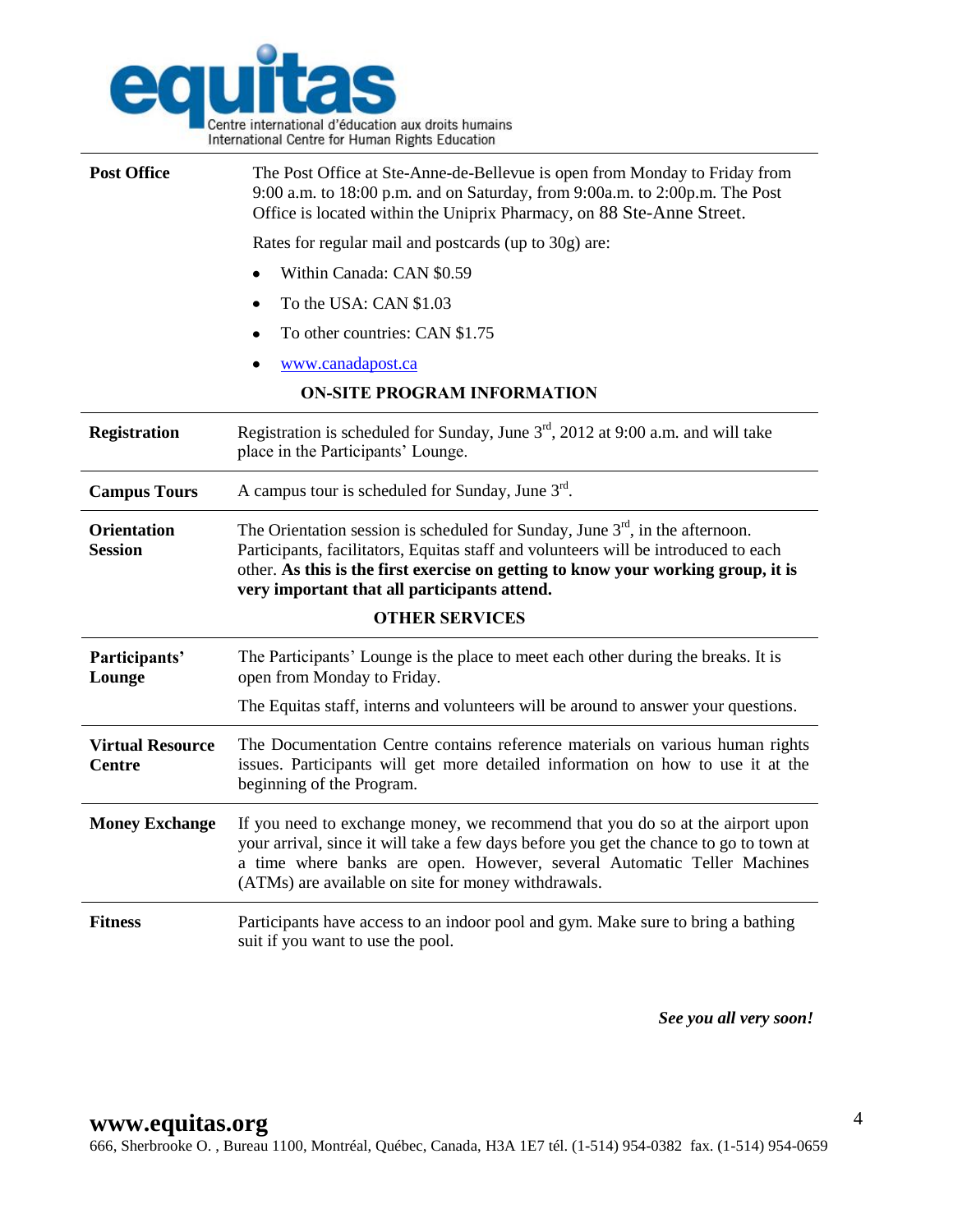| | |
|---|---|
| **Post Office** | The Post Office at Ste-Anne-de-Bellevue is open from Monday to Friday from 9:00 a.m. to 18:00 p.m. and on Saturday, from 9:00a.m. to 2:00p.m. The Post Office is located within the Uniprix Pharmacy, on 88 Ste-Anne Street.<br><br>Rates for regular mail and postcards (up to 30g) are:<br>• Within Canada: CAN $0.59<br>• To the USA: CAN $1.03<br>• To other countries: CAN $1.75<br>• www.canadapost.ca |

## ON-SITE PROGRAM INFORMATION

| | |
|---|---|
| **Registration** | Registration is scheduled for Sunday, June 3rd, 2012 at 9:00 a.m. and will take place in the Participants' Lounge. |
| **Campus Tours** | A campus tour is scheduled for Sunday, June 3rd. |
| **Orientation Session** | The Orientation session is scheduled for Sunday, June 3rd, in the afternoon. Participants, facilitators, Equitas staff and volunteers will be introduced to each other. **As this is the first exercise on getting to know your working group, it is very important that all participants attend.** |

## OTHER SERVICES

| | |
|---|---|
| **Participants' Lounge** | The Participants' Lounge is the place to meet each other during the breaks. It is open from Monday to Friday.<br><br>The Equitas staff, interns and volunteers will be around to answer your questions. |
| **Virtual Resource Centre** | The Documentation Centre contains reference materials on various human rights issues. Participants will get more detailed information on how to use it at the beginning of the Program. |
| **Money Exchange** | If you need to exchange money, we recommend that you do so at the airport upon your arrival, since it will take a few days before you get the chance to go to town at a time where banks are open. However, several Automatic Teller Machines (ATMs) are available on site for money withdrawals. |
| **Fitness** | Participants have access to an indoor pool and gym. Make sure to bring a bathing suit if you want to use the pool. |

***See you all very soon!***